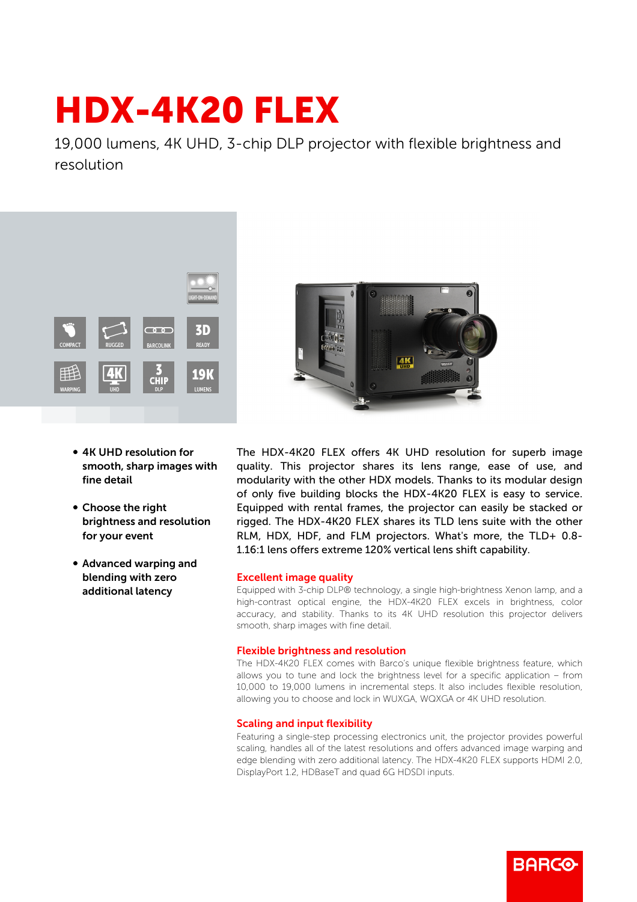# HDX-4K20 FLEX

19,000 lumens, 4K UHD, 3-chip DLP projector with flexible brightness and resolution

- **4K UHD resolution for smooth, sharp images with fine detail**
- **Choose the right brightness and resolution for your event**
- **Advanced warping and blending with zero additional latency**

The HDX-4K20 FLEX offers 4K UHD resolution for superb image quality. This projector shares its lens range, ease of use, and modularity with the other HDX models. Thanks to its modular design of only five building blocks the HDX-4K20 FLEX is easy to service. Equipped with rental frames, the projector can easily be stacked or rigged. The HDX-4K20 FLEX shares its TLD lens suite with the other RLM, HDX, HDF, and FLM projectors. What's more, the TLD+ 0.8-1.16:1 lens offers extreme 120% vertical lens shift capability.

## Excellent image quality

Equipped with 3-chip DLP® technology, a single high-brightness Xenon lamp, and a high-contrast optical engine, the HDX-4K20 FLEX excels in brightness, color accuracy, and stability. Thanks to its 4K UHD resolution this projector delivers smooth, sharp images with fine detail.

## Flexible brightness and resolution

The HDX-4K20 FLEX comes with Barco's unique flexible brightness feature, which allows you to tune and lock the brightness level for a specific application – from 10,000 to 19,000 lumens in incremental steps. It also includes flexible resolution, allowing you to choose and lock in WUXGA, WQXGA or 4K UHD resolution.

## Scaling and input flexibility

Featuring a single-step processing electronics unit, the projector provides powerful scaling, handles all of the latest resolutions and offers advanced image warping and edge blending with zero additional latency. The HDX-4K20 FLEX supports HDMI 2.0, DisplayPort 1.2, HDBaseT and quad 6G HDSDI inputs.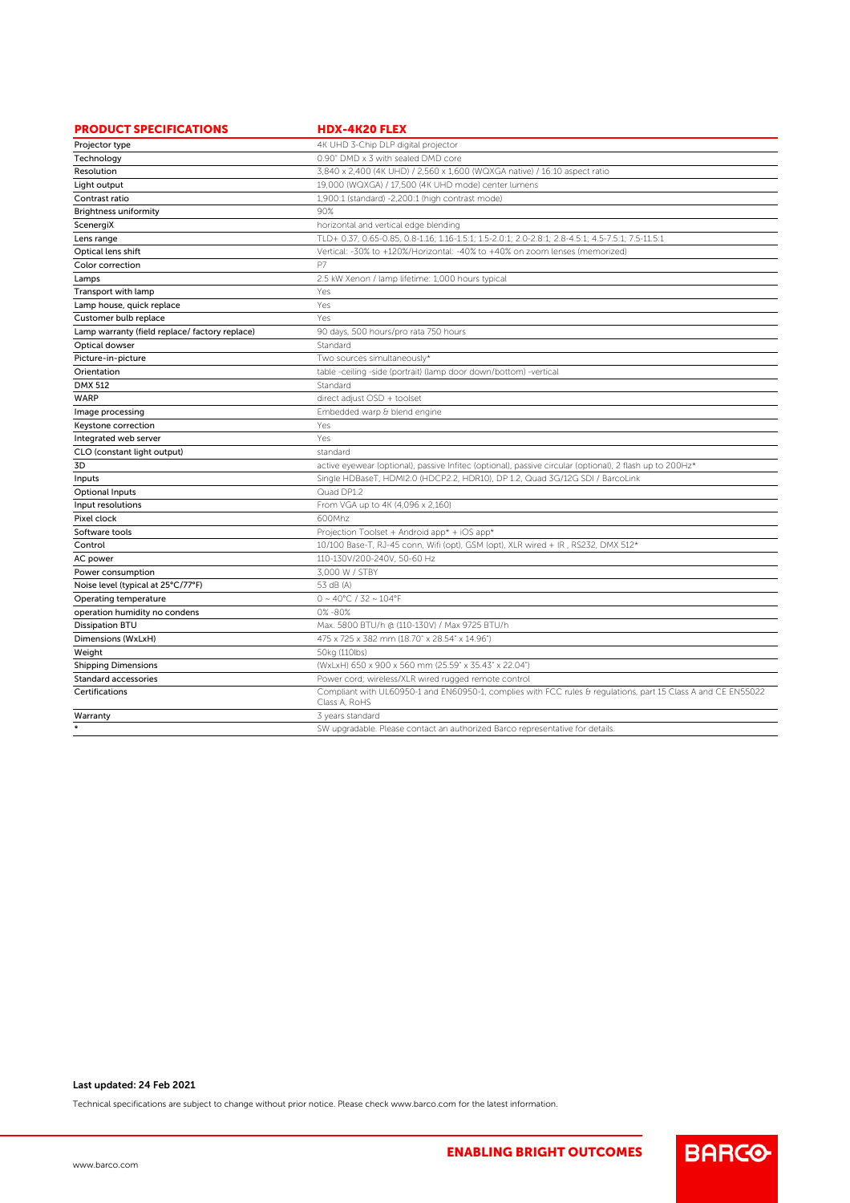| PRODUCT SPECIFICATIONS | HDX-4K20 FLEX |
|---|---|
| Projector type | 4K UHD 3-Chip DLP digital projector |
| Technology | 0.90" DMD x 3 with sealed DMD core |
| Resolution | 3,840 x 2,400 (4K UHD) / 2,560 x 1,600 (WQXGA native) / 16:10 aspect ratio |
| Light output | 19,000 (WQXGA) / 17,500 (4K UHD mode) center lumens |
| Contrast ratio | 1,900:1 (standard) -2,200:1 (high contrast mode) |
| Brightness uniformity | 90% |
| ScenergiX | horizontal and vertical edge blending |
| Lens range | TLD+ 0.37, 0.65-0.85, 0.8-1.16, 1.16-1.5:1; 1.5-2.0:1; 2.0-2.8:1; 2.8-4.5:1; 4.5-7.5:1; 7.5-11.5:1 |
| Optical lens shift | Vertical: -30% to +120%/Horizontal: -40% to +40% on zoom lenses (memorized) |
| Color correction | P7 |
| Lamps | 2.5 kW Xenon / lamp lifetime: 1,000 hours typical |
| Transport with lamp | Yes |
| Lamp house, quick replace | Yes |
| Customer bulb replace | Yes |
| Lamp warranty (field replace/ factory replace) | 90 days, 500 hours/pro rata 750 hours |
| Optical dowser | Standard |
| Picture-in-picture | Two sources simultaneously* |
| Orientation | table -ceiling -side (portrait) (lamp door down/bottom) -vertical |
| DMX 512 | Standard |
| WARP | direct adjust OSD + toolset |
| Image processing | Embedded warp & blend engine |
| Keystone correction | Yes |
| Integrated web server | Yes |
| CLO (constant light output) | standard |
| 3D | active eyewear (optional), passive Infitec (optional), passive circular (optional), 2 flash up to 200Hz* |
| Inputs | Single HDBaseT, HDMI2.0 (HDCP2.2, HDR10), DP 1.2, Quad 3G/12G SDI / BarcoLink |
| Optional Inputs | Quad DP1.2 |
| Input resolutions | From VGA up to 4K (4,096 x 2,160) |
| Pixel clock | 600Mhz |
| Software tools | Projection Toolset + Android app* + iOS app* |
| Control | 10/100 Base-T, RJ-45 conn, Wifi (opt), GSM (opt), XLR wired + IR , RS232, DMX 512* |
| AC power | 110-130V/200-240V, 50-60 Hz |
| Power consumption | 3,000 W / STBY |
| Noise level (typical at 25°C/77°F) | 53 dB (A) |
| Operating temperature | 0 ~ 40°C / 32 ~ 104°F |
| operation humidity no condens | 0% -80% |
| Dissipation BTU | Max. 5800 BTU/h @ (110-130V) / Max 9725 BTU/h |
| Dimensions (WxLxH) | 475 x 725 x 382 mm (18.70" x 28.54" x 14.96") |
| Weight | 50kg (110lbs) |
| Shipping Dimensions | (WxLxH) 650 x 900 x 560 mm (25.59" x 35.43" x 22.04") |
| Standard accessories | Power cord; wireless/XLR wired rugged remote control |
| Certifications | Compliant with UL60950-1 and EN60950-1, complies with FCC rules & regulations, part 15 Class A and CE EN55022 Class A, RoHS |
| Warranty | 3 years standard |
| * | SW upgradable. Please contact an authorized Barco representative for details. |

**Last updated: 24 Feb 2021**

Technical specifications are subject to change without prior notice. Please check www.barco.com for the latest information.

ENABLING BRIGHT OUTCOMES

www.barco.com